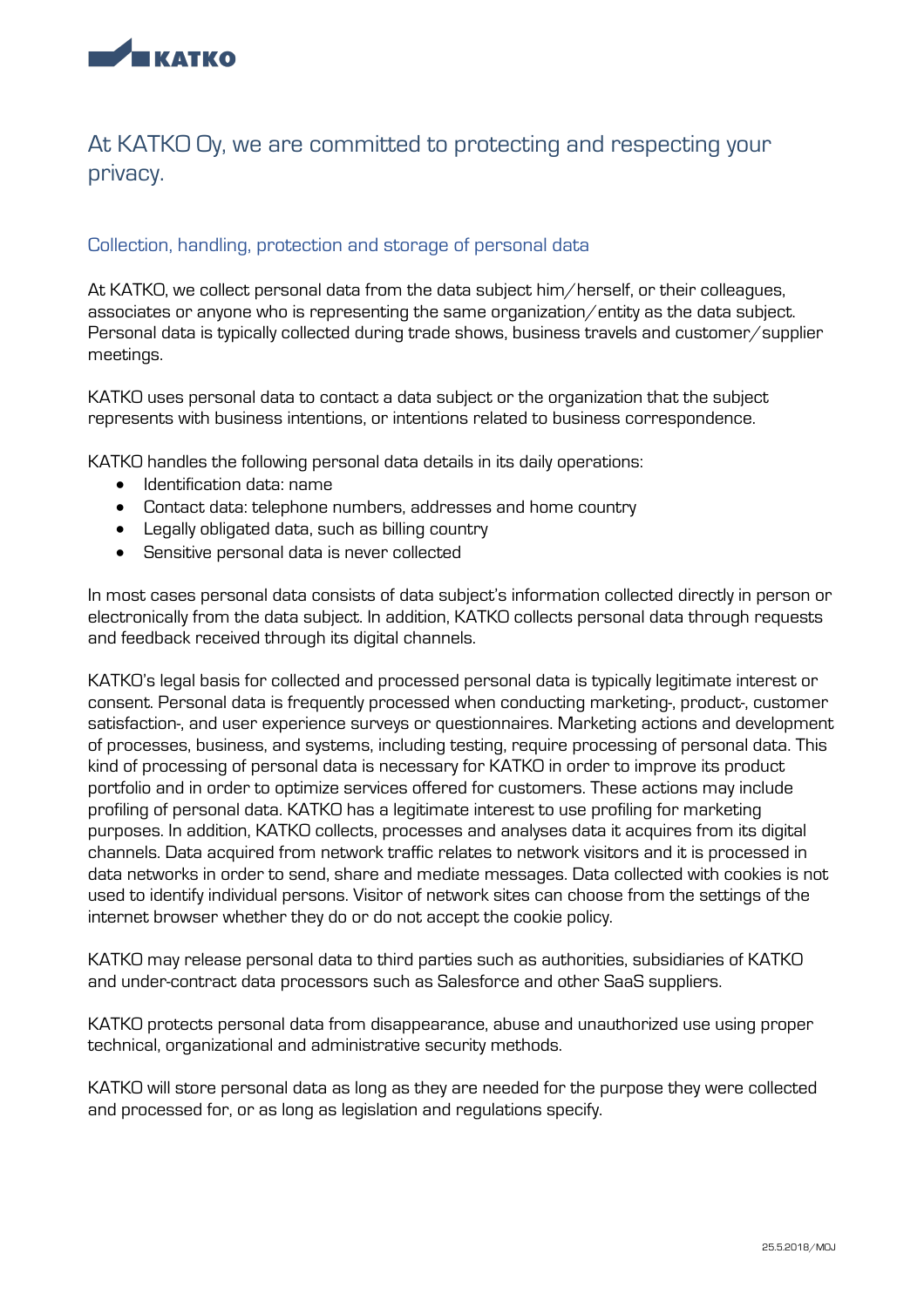# At KATKO Oy, we are committed to protecting and respecting your privacy.

## Collection, handling, protection and storage of personal data

At KATKO, we collect personal data from the data subject him/herself, or their colleagues, associates or anyone who is representing the same organization/entity as the data subject. Personal data is typically collected during trade shows, business travels and customer/supplier meetings.

KATKO uses personal data to contact a data subject or the organization that the subject represents with business intentions, or intentions related to business correspondence.

KATKO handles the following personal data details in its daily operations:

- Identification data: name
- Contact data: telephone numbers, addresses and home country
- Legally obligated data, such as billing country
- Sensitive personal data is never collected

In most cases personal data consists of data subject's information collected directly in person or electronically from the data subject. In addition, KATKO collects personal data through requests and feedback received through its digital channels.

KATKO's legal basis for collected and processed personal data is typically legitimate interest or consent. Personal data is frequently processed when conducting marketing-, product-, customer satisfaction-, and user experience surveys or questionnaires. Marketing actions and development of processes, business, and systems, including testing, require processing of personal data. This kind of processing of personal data is necessary for KATKO in order to improve its product portfolio and in order to optimize services offered for customers. These actions may include profiling of personal data. KATKO has a legitimate interest to use profiling for marketing purposes. In addition, KATKO collects, processes and analyses data it acquires from its digital channels. Data acquired from network traffic relates to network visitors and it is processed in data networks in order to send, share and mediate messages. Data collected with cookies is not used to identify individual persons. Visitor of network sites can choose from the settings of the internet browser whether they do or do not accept the cookie policy.

KATKO may release personal data to third parties such as authorities, subsidiaries of KATKO and under-contract data processors such as Salesforce and other SaaS suppliers.

KATKO protects personal data from disappearance, abuse and unauthorized use using proper technical, organizational and administrative security methods.

KATKO will store personal data as long as they are needed for the purpose they were collected and processed for, or as long as legislation and regulations specify.

25.5.2018/MOJ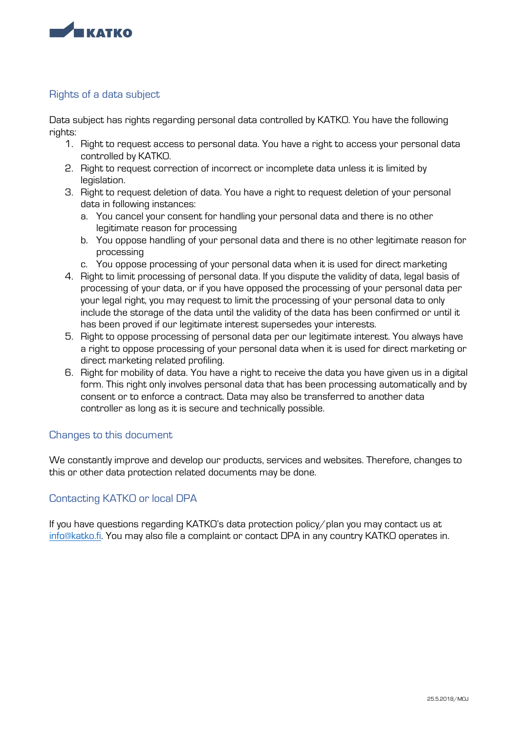## Rights of a data subject

Data subject has rights regarding personal data controlled by KATKO. You have the following rights:

1. Right to request access to personal data. You have a right to access your personal data controlled by KATKO.
2. Right to request correction of incorrect or incomplete data unless it is limited by legislation.
3. Right to request deletion of data. You have a right to request deletion of your personal data in following instances:
   a. You cancel your consent for handling your personal data and there is no other legitimate reason for processing
   b. You oppose handling of your personal data and there is no other legitimate reason for processing
   c. You oppose processing of your personal data when it is used for direct marketing
4. Right to limit processing of personal data. If you dispute the validity of data, legal basis of processing of your data, or if you have opposed the processing of your personal data per your legal right, you may request to limit the processing of your personal data to only include the storage of the data until the validity of the data has been confirmed or until it has been proved if our legitimate interest supersedes your interests.
5. Right to oppose processing of personal data per our legitimate interest. You always have a right to oppose processing of your personal data when it is used for direct marketing or direct marketing related profiling.
6. Right for mobility of data. You have a right to receive the data you have given us in a digital form. This right only involves personal data that has been processing automatically and by consent or to enforce a contract. Data may also be transferred to another data controller as long as it is secure and technically possible.

## Changes to this document

We constantly improve and develop our products, services and websites. Therefore, changes to this or other data protection related documents may be done.

## Contacting KATKO or local DPA

If you have questions regarding KATKO's data protection policy/plan you may contact us at info@katko.fi. You may also file a complaint or contact DPA in any country KATKO operates in.

25.5.2018/MOJ